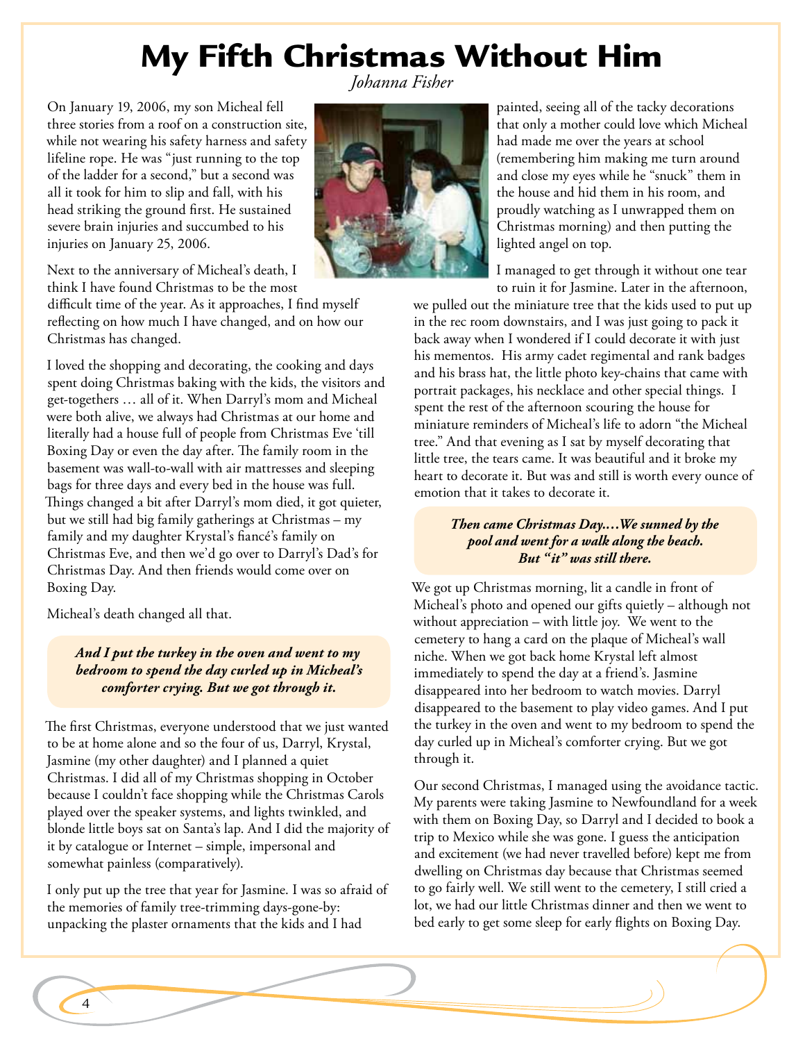# My Fifth Christmas Without Him

*Johanna Fisher*

On January 19, 2006, my son Micheal fell three stories from a roof on a construction site, while not wearing his safety harness and safety lifeline rope. He was "just running to the top of the ladder for a second," but a second was all it took for him to slip and fall, with his head striking the ground first. He sustained severe brain injuries and succumbed to his injuries on January 25, 2006.

Next to the anniversary of Micheal's death, I think I have found Christmas to be the most difficult time of the year. As it approaches, I find myself reflecting on how much I have changed, and on how our Christmas has changed.

I loved the shopping and decorating, the cooking and days spent doing Christmas baking with the kids, the visitors and get-togethers … all of it. When Darryl's mom and Micheal were both alive, we always had Christmas at our home and literally had a house full of people from Christmas Eve 'till Boxing Day or even the day after. The family room in the basement was wall-to-wall with air mattresses and sleeping bags for three days and every bed in the house was full. Things changed a bit after Darryl's mom died, it got quieter, but we still had big family gatherings at Christmas – my family and my daughter Krystal's fiancé's family on Christmas Eve, and then we'd go over to Darryl's Dad's for Christmas Day. And then friends would come over on Boxing Day.

Micheal's death changed all that.

> ***And I put the turkey in the oven and went to my bedroom to spend the day curled up in Micheal's comforter crying. But we got through it.***

The first Christmas, everyone understood that we just wanted to be at home alone and so the four of us, Darryl, Krystal, Jasmine (my other daughter) and I planned a quiet Christmas. I did all of my Christmas shopping in October because I couldn't face shopping while the Christmas Carols played over the speaker systems, and lights twinkled, and blonde little boys sat on Santa's lap. And I did the majority of it by catalogue or Internet – simple, impersonal and somewhat painless (comparatively).

I only put up the tree that year for Jasmine. I was so afraid of the memories of family tree-trimming days-gone-by: unpacking the plaster ornaments that the kids and I had painted, seeing all of the tacky decorations that only a mother could love which Micheal had made me over the years at school (remembering him making me turn around and close my eyes while he "snuck" them in the house and hid them in his room, and proudly watching as I unwrapped them on Christmas morning) and then putting the lighted angel on top.

I managed to get through it without one tear to ruin it for Jasmine. Later in the afternoon, we pulled out the miniature tree that the kids used to put up in the rec room downstairs, and I was just going to pack it back away when I wondered if I could decorate it with just his mementos. His army cadet regimental and rank badges and his brass hat, the little photo key-chains that came with portrait packages, his necklace and other special things. I spent the rest of the afternoon scouring the house for miniature reminders of Micheal's life to adorn "the Micheal tree." And that evening as I sat by myself decorating that little tree, the tears came. It was beautiful and it broke my heart to decorate it. But was and still is worth every ounce of emotion that it takes to decorate it.

> ***Then came Christmas Day.…We sunned by the pool and went for a walk along the beach. But "it" was still there.***

We got up Christmas morning, lit a candle in front of Micheal's photo and opened our gifts quietly – although not without appreciation – with little joy. We went to the cemetery to hang a card on the plaque of Micheal's wall niche. When we got back home Krystal left almost immediately to spend the day at a friend's. Jasmine disappeared into her bedroom to watch movies. Darryl disappeared to the basement to play video games. And I put the turkey in the oven and went to my bedroom to spend the day curled up in Micheal's comforter crying. But we got through it.

Our second Christmas, I managed using the avoidance tactic. My parents were taking Jasmine to Newfoundland for a week with them on Boxing Day, so Darryl and I decided to book a trip to Mexico while she was gone. I guess the anticipation and excitement (we had never travelled before) kept me from dwelling on Christmas day because that Christmas seemed to go fairly well. We still went to the cemetery, I still cried a lot, we had our little Christmas dinner and then we went to bed early to get some sleep for early flights on Boxing Day.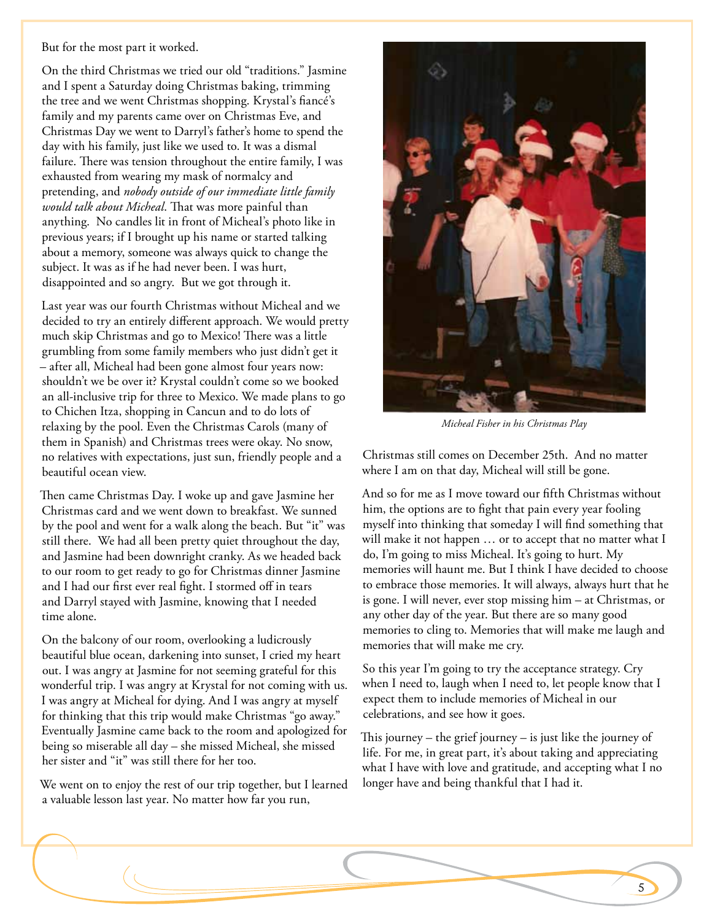But for the most part it worked.

On the third Christmas we tried our old "traditions." Jasmine and I spent a Saturday doing Christmas baking, trimming the tree and we went Christmas shopping. Krystal's fiancé's family and my parents came over on Christmas Eve, and Christmas Day we went to Darryl's father's home to spend the day with his family, just like we used to. It was a dismal failure. There was tension throughout the entire family, I was exhausted from wearing my mask of normalcy and pretending, and *nobody outside of our immediate little family would talk about Micheal*. That was more painful than anything. No candles lit in front of Micheal's photo like in previous years; if I brought up his name or started talking about a memory, someone was always quick to change the subject. It was as if he had never been. I was hurt, disappointed and so angry. But we got through it.

Last year was our fourth Christmas without Micheal and we decided to try an entirely different approach. We would pretty much skip Christmas and go to Mexico! There was a little grumbling from some family members who just didn't get it – after all, Micheal had been gone almost four years now: shouldn't we be over it? Krystal couldn't come so we booked an all-inclusive trip for three to Mexico. We made plans to go to Chichen Itza, shopping in Cancun and to do lots of relaxing by the pool. Even the Christmas Carols (many of them in Spanish) and Christmas trees were okay. No snow, no relatives with expectations, just sun, friendly people and a beautiful ocean view.

Then came Christmas Day. I woke up and gave Jasmine her Christmas card and we went down to breakfast. We sunned by the pool and went for a walk along the beach. But "it" was still there. We had all been pretty quiet throughout the day, and Jasmine had been downright cranky. As we headed back to our room to get ready to go for Christmas dinner Jasmine and I had our first ever real fight. I stormed off in tears and Darryl stayed with Jasmine, knowing that I needed time alone.

On the balcony of our room, overlooking a ludicrously beautiful blue ocean, darkening into sunset, I cried my heart out. I was angry at Jasmine for not seeming grateful for this wonderful trip. I was angry at Krystal for not coming with us. I was angry at Micheal for dying. And I was angry at myself for thinking that this trip would make Christmas "go away." Eventually Jasmine came back to the room and apologized for being so miserable all day – she missed Micheal, she missed her sister and "it" was still there for her too.

We went on to enjoy the rest of our trip together, but I learned a valuable lesson last year. No matter how far you run, Christmas still comes on December 25th. And no matter where I am on that day, Micheal will still be gone.

*Micheal Fisher in his Christmas Play*

And so for me as I move toward our fifth Christmas without him, the options are to fight that pain every year fooling myself into thinking that someday I will find something that will make it not happen … or to accept that no matter what I do, I'm going to miss Micheal. It's going to hurt. My memories will haunt me. But I think I have decided to choose to embrace those memories. It will always, always hurt that he is gone. I will never, ever stop missing him – at Christmas, or any other day of the year. But there are so many good memories to cling to. Memories that will make me laugh and memories that will make me cry.

So this year I'm going to try the acceptance strategy. Cry when I need to, laugh when I need to, let people know that I expect them to include memories of Micheal in our celebrations, and see how it goes.

This journey – the grief journey – is just like the journey of life. For me, in great part, it's about taking and appreciating what I have with love and gratitude, and accepting what I no longer have and being thankful that I had it.